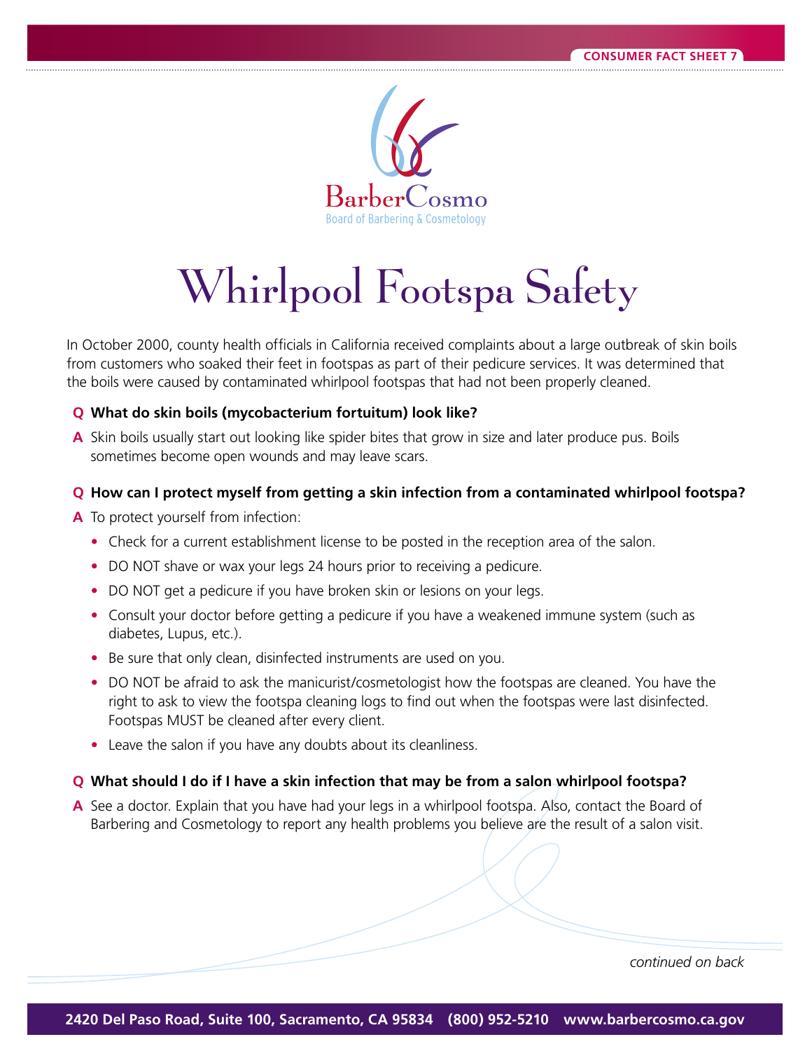CONSUMER FACT SHEET 7

BarberCosmo
Board of Barbering & Cosmetology

# Whirlpool Footspa Safety

In October 2000, county health officials in California received complaints about a large outbreak of skin boils from customers who soaked their feet in footspas as part of their pedicure services. It was determined that the boils were caused by contaminated whirlpool footspas that had not been properly cleaned.

**Q What do skin boils (mycobacterium fortuitum) look like?**

**A** Skin boils usually start out looking like spider bites that grow in size and later produce pus. Boils sometimes become open wounds and may leave scars.

**Q How can I protect myself from getting a skin infection from a contaminated whirlpool footspa?**

**A** To protect yourself from infection:

- Check for a current establishment license to be posted in the reception area of the salon.
- DO NOT shave or wax your legs 24 hours prior to receiving a pedicure.
- DO NOT get a pedicure if you have broken skin or lesions on your legs.
- Consult your doctor before getting a pedicure if you have a weakened immune system (such as diabetes, Lupus, etc.).
- Be sure that only clean, disinfected instruments are used on you.
- DO NOT be afraid to ask the manicurist/cosmetologist how the footspas are cleaned. You have the right to ask to view the footspa cleaning logs to find out when the footspas were last disinfected. Footspas MUST be cleaned after every client.
- Leave the salon if you have any doubts about its cleanliness.

**Q What should I do if I have a skin infection that may be from a salon whirlpool footspa?**

**A** See a doctor. Explain that you have had your legs in a whirlpool footspa. Also, contact the Board of Barbering and Cosmetology to report any health problems you believe are the result of a salon visit.

*continued on back*

**2420 Del Paso Road, Suite 100, Sacramento, CA 95834 (800) 952-5210 www.barbercosmo.ca.gov**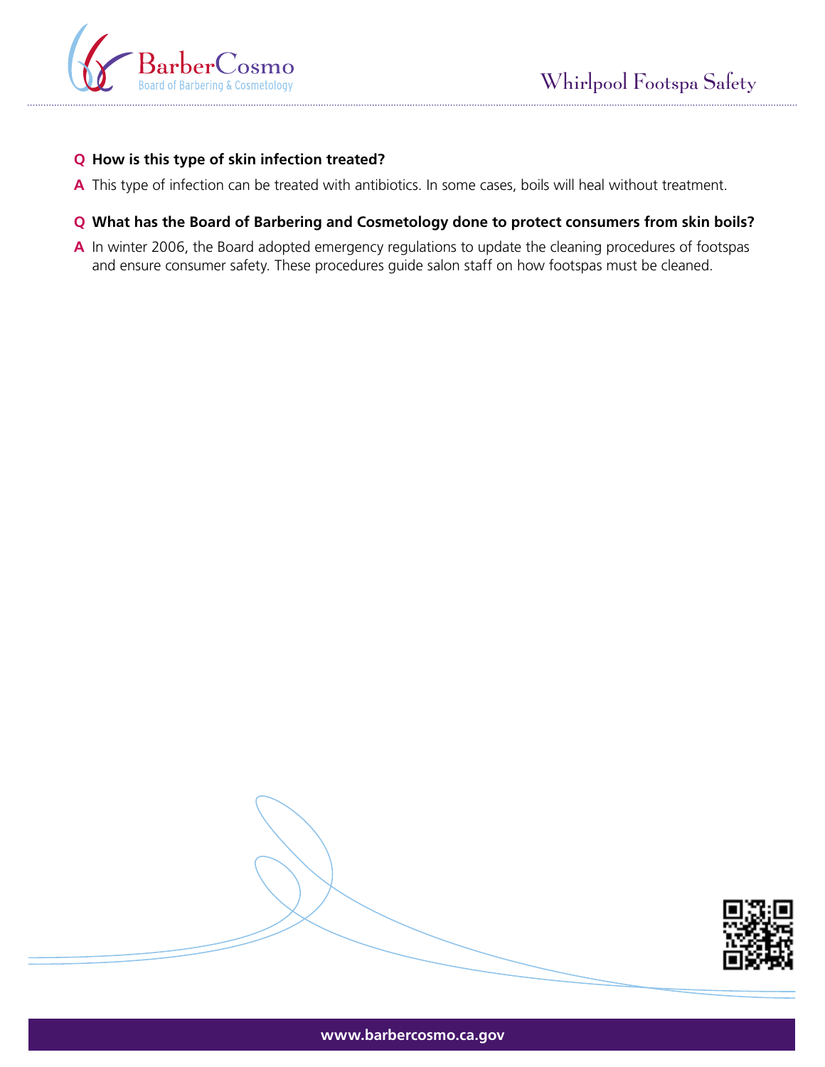**Q How is this type of skin infection treated?**

**A** This type of infection can be treated with antibiotics. In some cases, boils will heal without treatment.

**Q What has the Board of Barbering and Cosmetology done to protect consumers from skin boils?**

**A** In winter 2006, the Board adopted emergency regulations to update the cleaning procedures of footspas and ensure consumer safety. These procedures guide salon staff on how footspas must be cleaned.